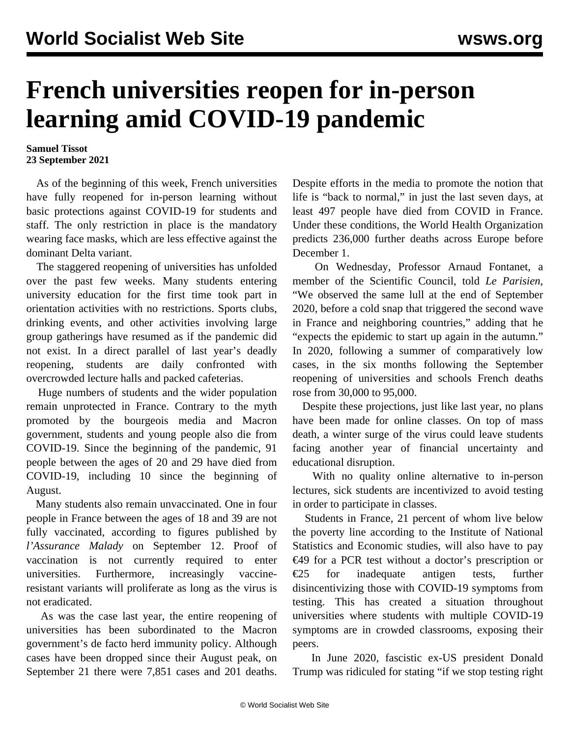# French universities reopen for in-person learning amid COVID-19 pandemic

**Samuel Tissot**
**23 September 2021**

As of the beginning of this week, French universities have fully reopened for in-person learning without basic protections against COVID-19 for students and staff. The only restriction in place is the mandatory wearing face masks, which are less effective against the dominant Delta variant.

The staggered reopening of universities has unfolded over the past few weeks. Many students entering university education for the first time took part in orientation activities with no restrictions. Sports clubs, drinking events, and other activities involving large group gatherings have resumed as if the pandemic did not exist. In a direct parallel of last year's deadly reopening, students are daily confronted with overcrowded lecture halls and packed cafeterias.

Huge numbers of students and the wider population remain unprotected in France. Contrary to the myth promoted by the bourgeois media and Macron government, students and young people also die from COVID-19. Since the beginning of the pandemic, 91 people between the ages of 20 and 29 have died from COVID-19, including 10 since the beginning of August.

Many students also remain unvaccinated. One in four people in France between the ages of 18 and 39 are not fully vaccinated, according to figures published by *l'Assurance Malady* on September 12. Proof of vaccination is not currently required to enter universities. Furthermore, increasingly vaccine-resistant variants will proliferate as long as the virus is not eradicated.

As was the case last year, the entire reopening of universities has been subordinated to the Macron government's de facto herd immunity policy. Although cases have been dropped since their August peak, on September 21 there were 7,851 cases and 201 deaths. Despite efforts in the media to promote the notion that life is "back to normal," in just the last seven days, at least 497 people have died from COVID in France. Under these conditions, the World Health Organization predicts 236,000 further deaths across Europe before December 1.

On Wednesday, Professor Arnaud Fontanet, a member of the Scientific Council, told *Le Parisien*, "We observed the same lull at the end of September 2020, before a cold snap that triggered the second wave in France and neighboring countries," adding that he "expects the epidemic to start up again in the autumn." In 2020, following a summer of comparatively low cases, in the six months following the September reopening of universities and schools French deaths rose from 30,000 to 95,000.

Despite these projections, just like last year, no plans have been made for online classes. On top of mass death, a winter surge of the virus could leave students facing another year of financial uncertainty and educational disruption.

With no quality online alternative to in-person lectures, sick students are incentivized to avoid testing in order to participate in classes.

Students in France, 21 percent of whom live below the poverty line according to the Institute of National Statistics and Economic studies, will also have to pay €49 for a PCR test without a doctor's prescription or €25 for inadequate antigen tests, further disincentivizing those with COVID-19 symptoms from testing. This has created a situation throughout universities where students with multiple COVID-19 symptoms are in crowded classrooms, exposing their peers.

In June 2020, fascistic ex-US president Donald Trump was ridiculed for stating "if we stop testing right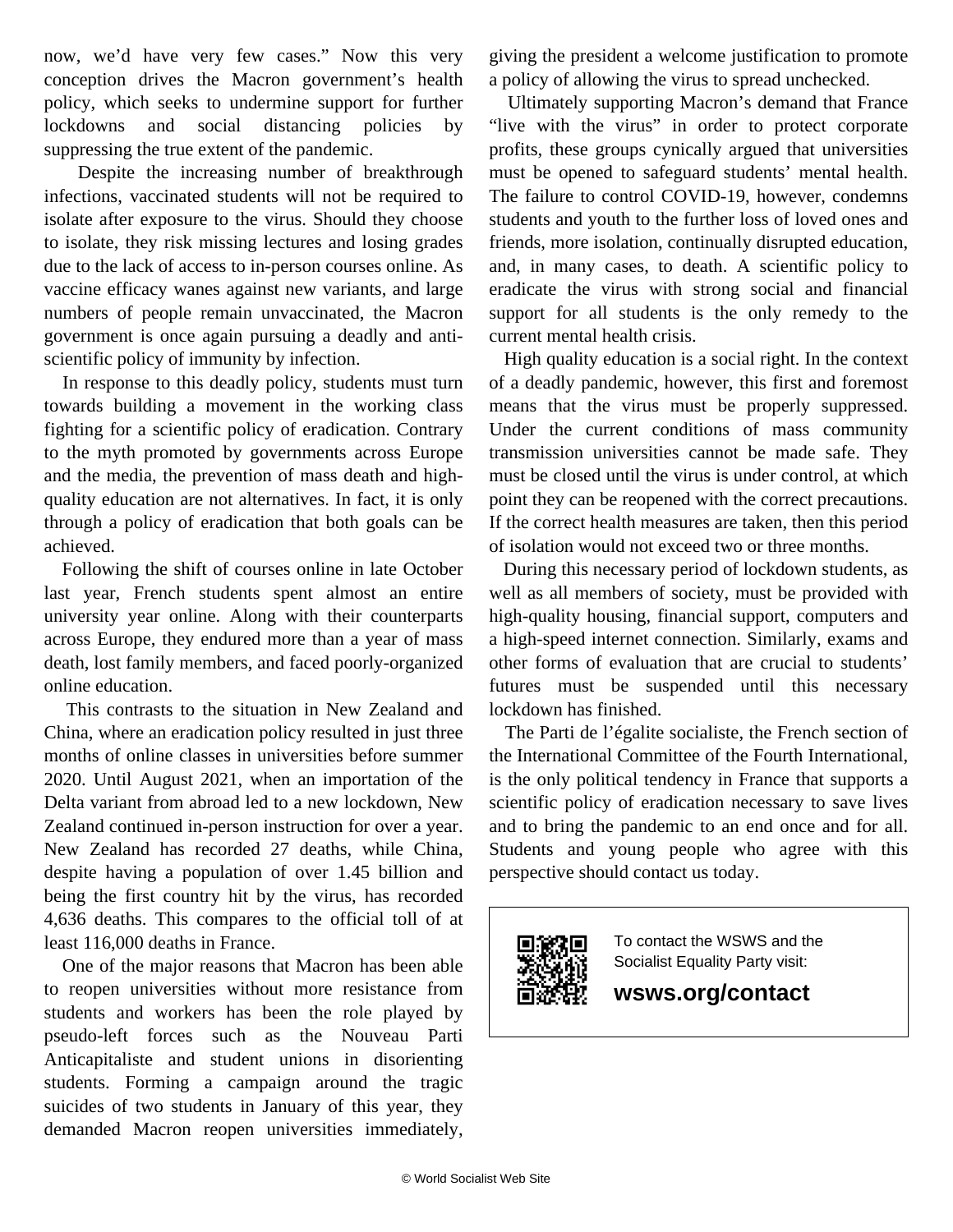now, we'd have very few cases." Now this very conception drives the Macron government's health policy, which seeks to undermine support for further lockdowns and social distancing policies by suppressing the true extent of the pandemic.

Despite the increasing number of breakthrough infections, vaccinated students will not be required to isolate after exposure to the virus. Should they choose to isolate, they risk missing lectures and losing grades due to the lack of access to in-person courses online. As vaccine efficacy wanes against new variants, and large numbers of people remain unvaccinated, the Macron government is once again pursuing a deadly and anti-scientific policy of immunity by infection.

In response to this deadly policy, students must turn towards building a movement in the working class fighting for a scientific policy of eradication. Contrary to the myth promoted by governments across Europe and the media, the prevention of mass death and high-quality education are not alternatives. In fact, it is only through a policy of eradication that both goals can be achieved.

Following the shift of courses online in late October last year, French students spent almost an entire university year online. Along with their counterparts across Europe, they endured more than a year of mass death, lost family members, and faced poorly-organized online education.

This contrasts to the situation in New Zealand and China, where an eradication policy resulted in just three months of online classes in universities before summer 2020. Until August 2021, when an importation of the Delta variant from abroad led to a new lockdown, New Zealand continued in-person instruction for over a year. New Zealand has recorded 27 deaths, while China, despite having a population of over 1.45 billion and being the first country hit by the virus, has recorded 4,636 deaths. This compares to the official toll of at least 116,000 deaths in France.

One of the major reasons that Macron has been able to reopen universities without more resistance from students and workers has been the role played by pseudo-left forces such as the Nouveau Parti Anticapitaliste and student unions in disorienting students. Forming a campaign around the tragic suicides of two students in January of this year, they demanded Macron reopen universities immediately, giving the president a welcome justification to promote a policy of allowing the virus to spread unchecked.

Ultimately supporting Macron's demand that France "live with the virus" in order to protect corporate profits, these groups cynically argued that universities must be opened to safeguard students' mental health. The failure to control COVID-19, however, condemns students and youth to the further loss of loved ones and friends, more isolation, continually disrupted education, and, in many cases, to death. A scientific policy to eradicate the virus with strong social and financial support for all students is the only remedy to the current mental health crisis.

High quality education is a social right. In the context of a deadly pandemic, however, this first and foremost means that the virus must be properly suppressed. Under the current conditions of mass community transmission universities cannot be made safe. They must be closed until the virus is under control, at which point they can be reopened with the correct precautions. If the correct health measures are taken, then this period of isolation would not exceed two or three months.

During this necessary period of lockdown students, as well as all members of society, must be provided with high-quality housing, financial support, computers and a high-speed internet connection. Similarly, exams and other forms of evaluation that are crucial to students' futures must be suspended until this necessary lockdown has finished.

The Parti de l'égalite socialiste, the French section of the International Committee of the Fourth International, is the only political tendency in France that supports a scientific policy of eradication necessary to save lives and to bring the pandemic to an end once and for all. Students and young people who agree with this perspective should contact us today.

To contact the WSWS and the Socialist Equality Party visit:

**wsws.org/contact**

© World Socialist Web Site